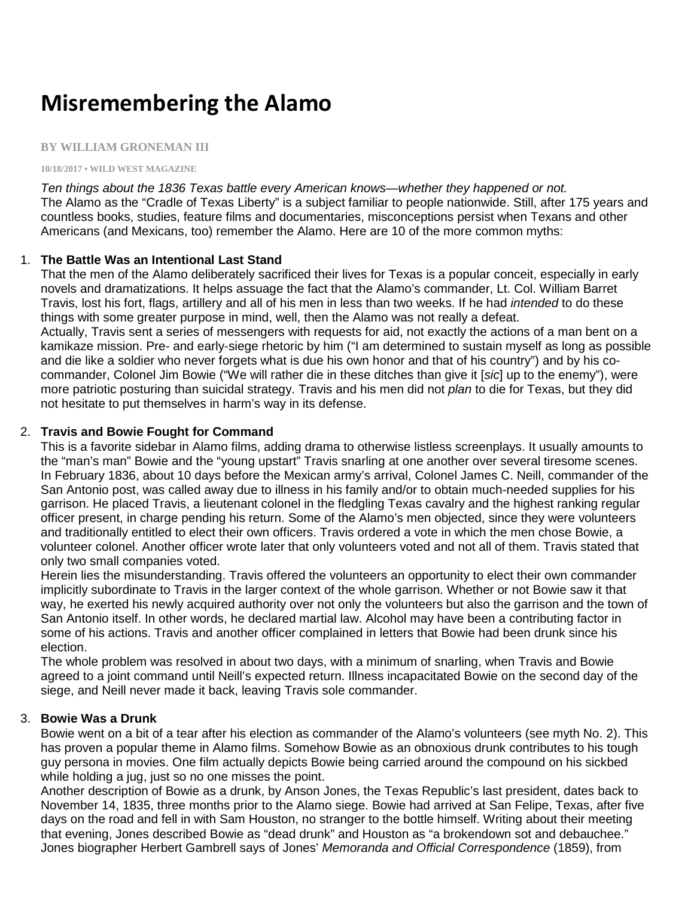# Misremembering the Alamo

**BY WILLIAM GRONEMAN III**

**10/18/2017 • WILD WEST MAGAZINE**

*Ten things about the 1836 Texas battle every American knows—whether they happened or not.*
The Alamo as the "Cradle of Texas Liberty" is a subject familiar to people nationwide. Still, after 175 years and countless books, studies, feature films and documentaries, misconceptions persist when Texans and other Americans (and Mexicans, too) remember the Alamo. Here are 10 of the more common myths:

1. **The Battle Was an Intentional Last Stand**
   That the men of the Alamo deliberately sacrificed their lives for Texas is a popular conceit, especially in early novels and dramatizations. It helps assuage the fact that the Alamo's commander, Lt. Col. William Barret Travis, lost his fort, flags, artillery and all of his men in less than two weeks. If he had *intended* to do these things with some greater purpose in mind, well, then the Alamo was not really a defeat.
   Actually, Travis sent a series of messengers with requests for aid, not exactly the actions of a man bent on a kamikaze mission. Pre- and early-siege rhetoric by him ("I am determined to sustain myself as long as possible and die like a soldier who never forgets what is due his own honor and that of his country") and by his co-commander, Colonel Jim Bowie ("We will rather die in these ditches than give it [*sic*] up to the enemy"), were more patriotic posturing than suicidal strategy. Travis and his men did not *plan* to die for Texas, but they did not hesitate to put themselves in harm's way in its defense.

2. **Travis and Bowie Fought for Command**
   This is a favorite sidebar in Alamo films, adding drama to otherwise listless screenplays. It usually amounts to the "man's man" Bowie and the "young upstart" Travis snarling at one another over several tiresome scenes.
   In February 1836, about 10 days before the Mexican army's arrival, Colonel James C. Neill, commander of the San Antonio post, was called away due to illness in his family and/or to obtain much-needed supplies for his garrison. He placed Travis, a lieutenant colonel in the fledgling Texas cavalry and the highest ranking regular officer present, in charge pending his return. Some of the Alamo's men objected, since they were volunteers and traditionally entitled to elect their own officers. Travis ordered a vote in which the men chose Bowie, a volunteer colonel. Another officer wrote later that only volunteers voted and not all of them. Travis stated that only two small companies voted.
   Herein lies the misunderstanding. Travis offered the volunteers an opportunity to elect their own commander implicitly subordinate to Travis in the larger context of the whole garrison. Whether or not Bowie saw it that way, he exerted his newly acquired authority over not only the volunteers but also the garrison and the town of San Antonio itself. In other words, he declared martial law. Alcohol may have been a contributing factor in some of his actions. Travis and another officer complained in letters that Bowie had been drunk since his election.
   The whole problem was resolved in about two days, with a minimum of snarling, when Travis and Bowie agreed to a joint command until Neill's expected return. Illness incapacitated Bowie on the second day of the siege, and Neill never made it back, leaving Travis sole commander.

3. **Bowie Was a Drunk**
   Bowie went on a bit of a tear after his election as commander of the Alamo's volunteers (see myth No. 2). This has proven a popular theme in Alamo films. Somehow Bowie as an obnoxious drunk contributes to his tough guy persona in movies. One film actually depicts Bowie being carried around the compound on his sickbed while holding a jug, just so no one misses the point.
   Another description of Bowie as a drunk, by Anson Jones, the Texas Republic's last president, dates back to November 14, 1835, three months prior to the Alamo siege. Bowie had arrived at San Felipe, Texas, after five days on the road and fell in with Sam Houston, no stranger to the bottle himself. Writing about their meeting that evening, Jones described Bowie as "dead drunk" and Houston as "a brokendown sot and debauchee." Jones biographer Herbert Gambrell says of Jones' *Memoranda and Official Correspondence* (1859), from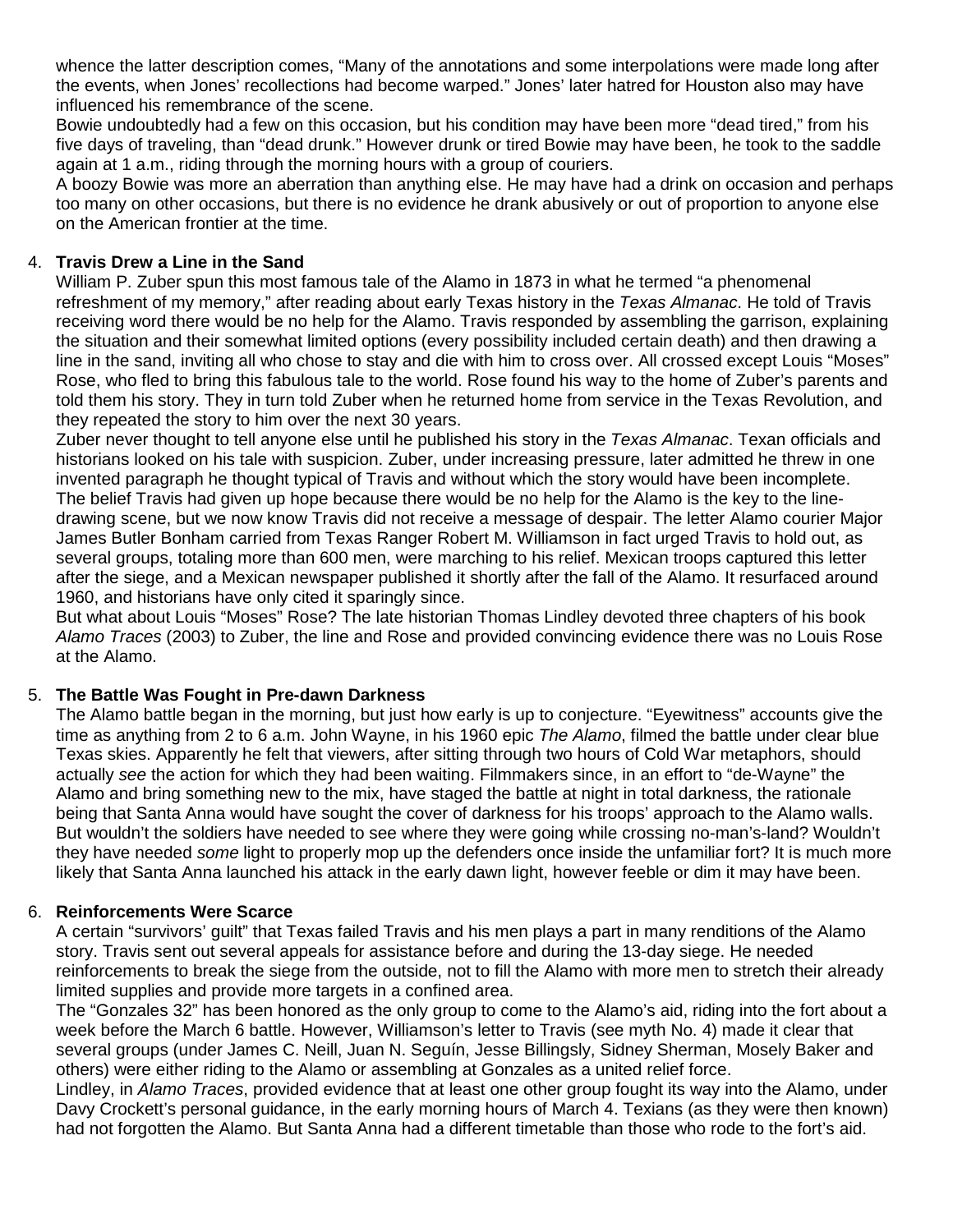whence the latter description comes, "Many of the annotations and some interpolations were made long after the events, when Jones' recollections had become warped." Jones' later hatred for Houston also may have influenced his remembrance of the scene.

Bowie undoubtedly had a few on this occasion, but his condition may have been more "dead tired," from his five days of traveling, than "dead drunk." However drunk or tired Bowie may have been, he took to the saddle again at 1 a.m., riding through the morning hours with a group of couriers.

A boozy Bowie was more an aberration than anything else. He may have had a drink on occasion and perhaps too many on other occasions, but there is no evidence he drank abusively or out of proportion to anyone else on the American frontier at the time.

4. **Travis Drew a Line in the Sand**

   William P. Zuber spun this most famous tale of the Alamo in 1873 in what he termed "a phenomenal refreshment of my memory," after reading about early Texas history in the *Texas Almanac*. He told of Travis receiving word there would be no help for the Alamo. Travis responded by assembling the garrison, explaining the situation and their somewhat limited options (every possibility included certain death) and then drawing a line in the sand, inviting all who chose to stay and die with him to cross over. All crossed except Louis "Moses" Rose, who fled to bring this fabulous tale to the world. Rose found his way to the home of Zuber's parents and told them his story. They in turn told Zuber when he returned home from service in the Texas Revolution, and they repeated the story to him over the next 30 years.

   Zuber never thought to tell anyone else until he published his story in the *Texas Almanac*. Texan officials and historians looked on his tale with suspicion. Zuber, under increasing pressure, later admitted he threw in one invented paragraph he thought typical of Travis and without which the story would have been incomplete.

   The belief Travis had given up hope because there would be no help for the Alamo is the key to the line-drawing scene, but we now know Travis did not receive a message of despair. The letter Alamo courier Major James Butler Bonham carried from Texas Ranger Robert M. Williamson in fact urged Travis to hold out, as several groups, totaling more than 600 men, were marching to his relief. Mexican troops captured this letter after the siege, and a Mexican newspaper published it shortly after the fall of the Alamo. It resurfaced around 1960, and historians have only cited it sparingly since.

   But what about Louis "Moses" Rose? The late historian Thomas Lindley devoted three chapters of his book *Alamo Traces* (2003) to Zuber, the line and Rose and provided convincing evidence there was no Louis Rose at the Alamo.

5. **The Battle Was Fought in Pre-dawn Darkness**

   The Alamo battle began in the morning, but just how early is up to conjecture. "Eyewitness" accounts give the time as anything from 2 to 6 a.m. John Wayne, in his 1960 epic *The Alamo*, filmed the battle under clear blue Texas skies. Apparently he felt that viewers, after sitting through two hours of Cold War metaphors, should actually *see* the action for which they had been waiting. Filmmakers since, in an effort to "de-Wayne" the Alamo and bring something new to the mix, have staged the battle at night in total darkness, the rationale being that Santa Anna would have sought the cover of darkness for his troops' approach to the Alamo walls. But wouldn't the soldiers have needed to see where they were going while crossing no-man's-land? Wouldn't they have needed *some* light to properly mop up the defenders once inside the unfamiliar fort? It is much more likely that Santa Anna launched his attack in the early dawn light, however feeble or dim it may have been.

6. **Reinforcements Were Scarce**

   A certain "survivors' guilt" that Texas failed Travis and his men plays a part in many renditions of the Alamo story. Travis sent out several appeals for assistance before and during the 13-day siege. He needed reinforcements to break the siege from the outside, not to fill the Alamo with more men to stretch their already limited supplies and provide more targets in a confined area.

   The "Gonzales 32" has been honored as the only group to come to the Alamo's aid, riding into the fort about a week before the March 6 battle. However, Williamson's letter to Travis (see myth No. 4) made it clear that several groups (under James C. Neill, Juan N. Seguín, Jesse Billingsly, Sidney Sherman, Mosely Baker and others) were either riding to the Alamo or assembling at Gonzales as a united relief force.

   Lindley, in *Alamo Traces*, provided evidence that at least one other group fought its way into the Alamo, under Davy Crockett's personal guidance, in the early morning hours of March 4. Texians (as they were then known) had not forgotten the Alamo. But Santa Anna had a different timetable than those who rode to the fort's aid.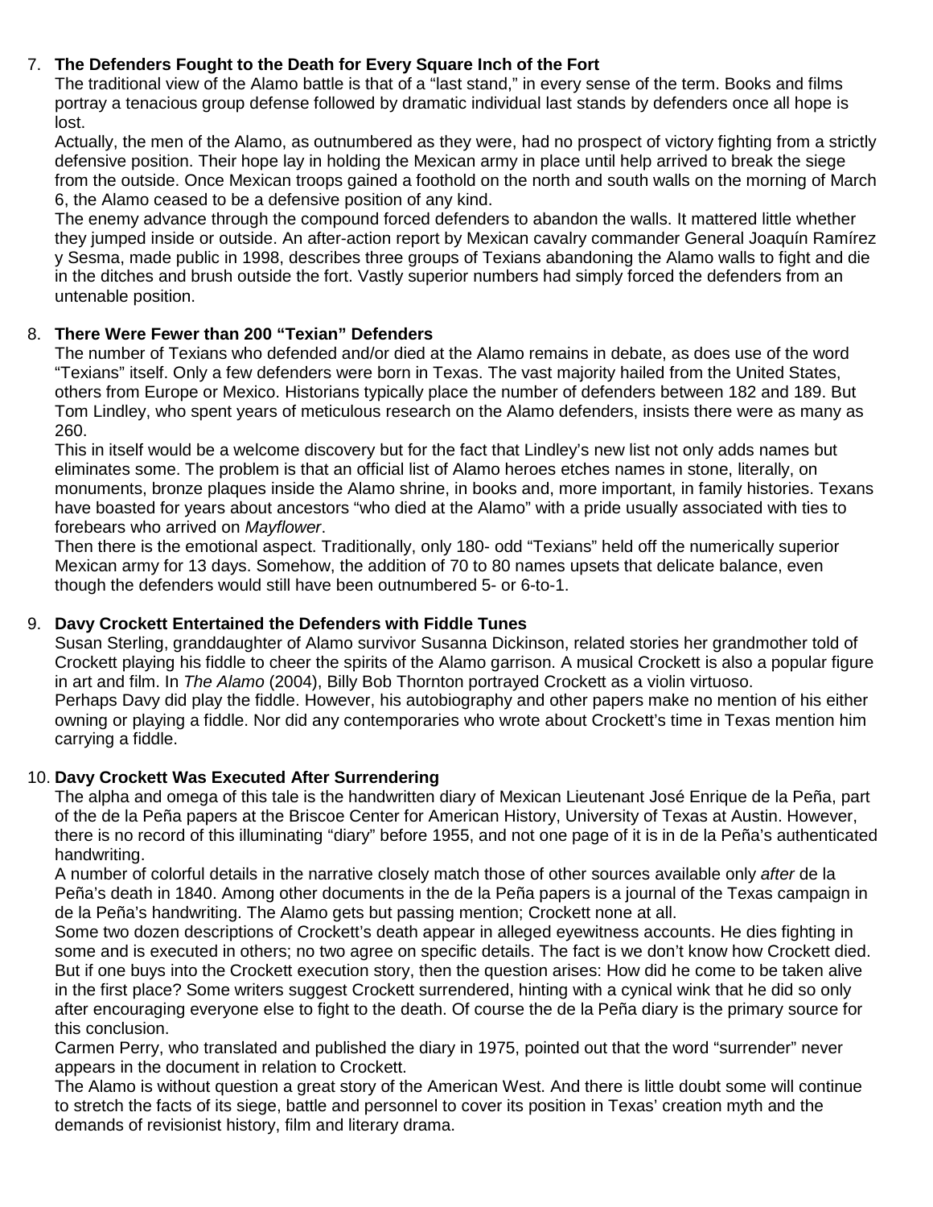7. **The Defenders Fought to the Death for Every Square Inch of the Fort**

   The traditional view of the Alamo battle is that of a "last stand," in every sense of the term. Books and films portray a tenacious group defense followed by dramatic individual last stands by defenders once all hope is lost.

   Actually, the men of the Alamo, as outnumbered as they were, had no prospect of victory fighting from a strictly defensive position. Their hope lay in holding the Mexican army in place until help arrived to break the siege from the outside. Once Mexican troops gained a foothold on the north and south walls on the morning of March 6, the Alamo ceased to be a defensive position of any kind.

   The enemy advance through the compound forced defenders to abandon the walls. It mattered little whether they jumped inside or outside. An after-action report by Mexican cavalry commander General Joaquín Ramírez y Sesma, made public in 1998, describes three groups of Texians abandoning the Alamo walls to fight and die in the ditches and brush outside the fort. Vastly superior numbers had simply forced the defenders from an untenable position.

8. **There Were Fewer than 200 "Texian" Defenders**

   The number of Texians who defended and/or died at the Alamo remains in debate, as does use of the word "Texians" itself. Only a few defenders were born in Texas. The vast majority hailed from the United States, others from Europe or Mexico. Historians typically place the number of defenders between 182 and 189. But Tom Lindley, who spent years of meticulous research on the Alamo defenders, insists there were as many as 260.

   This in itself would be a welcome discovery but for the fact that Lindley's new list not only adds names but eliminates some. The problem is that an official list of Alamo heroes etches names in stone, literally, on monuments, bronze plaques inside the Alamo shrine, in books and, more important, in family histories. Texans have boasted for years about ancestors "who died at the Alamo" with a pride usually associated with ties to forebears who arrived on *Mayflower*.

   Then there is the emotional aspect. Traditionally, only 180- odd "Texians" held off the numerically superior Mexican army for 13 days. Somehow, the addition of 70 to 80 names upsets that delicate balance, even though the defenders would still have been outnumbered 5- or 6-to-1.

9. **Davy Crockett Entertained the Defenders with Fiddle Tunes**

   Susan Sterling, granddaughter of Alamo survivor Susanna Dickinson, related stories her grandmother told of Crockett playing his fiddle to cheer the spirits of the Alamo garrison. A musical Crockett is also a popular figure in art and film. In *The Alamo* (2004), Billy Bob Thornton portrayed Crockett as a violin virtuoso.

   Perhaps Davy did play the fiddle. However, his autobiography and other papers make no mention of his either owning or playing a fiddle. Nor did any contemporaries who wrote about Crockett's time in Texas mention him carrying a fiddle.

10. **Davy Crockett Was Executed After Surrendering**

    The alpha and omega of this tale is the handwritten diary of Mexican Lieutenant José Enrique de la Peña, part of the de la Peña papers at the Briscoe Center for American History, University of Texas at Austin. However, there is no record of this illuminating "diary" before 1955, and not one page of it is in de la Peña's authenticated handwriting.

    A number of colorful details in the narrative closely match those of other sources available only *after* de la Peña's death in 1840. Among other documents in the de la Peña papers is a journal of the Texas campaign in de la Peña's handwriting. The Alamo gets but passing mention; Crockett none at all.

    Some two dozen descriptions of Crockett's death appear in alleged eyewitness accounts. He dies fighting in some and is executed in others; no two agree on specific details. The fact is we don't know how Crockett died. But if one buys into the Crockett execution story, then the question arises: How did he come to be taken alive in the first place? Some writers suggest Crockett surrendered, hinting with a cynical wink that he did so only after encouraging everyone else to fight to the death. Of course the de la Peña diary is the primary source for this conclusion.

    Carmen Perry, who translated and published the diary in 1975, pointed out that the word "surrender" never appears in the document in relation to Crockett.

    The Alamo is without question a great story of the American West. And there is little doubt some will continue to stretch the facts of its siege, battle and personnel to cover its position in Texas' creation myth and the demands of revisionist history, film and literary drama.